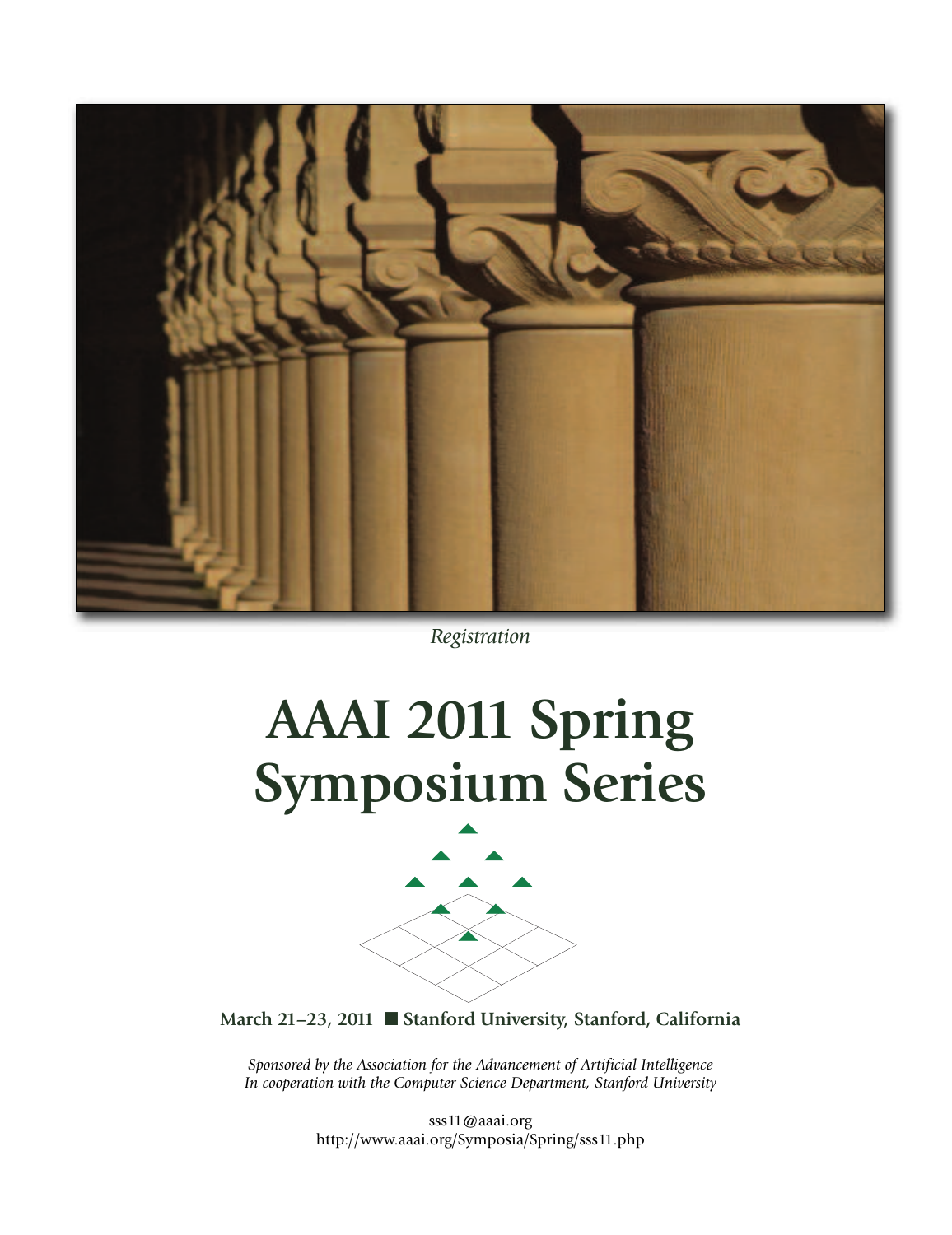*Registration*

# AAAI 2011 Spring Symposium Series

**March 21–23, 2011 ■ Stanford University, Stanford, California**

*Sponsored by the Association for the Advancement of Artificial Intelligence*
*In cooperation with the Computer Science Department, Stanford University*

sss11@aaai.org
http://www.aaai.org/Symposia/Spring/sss11.php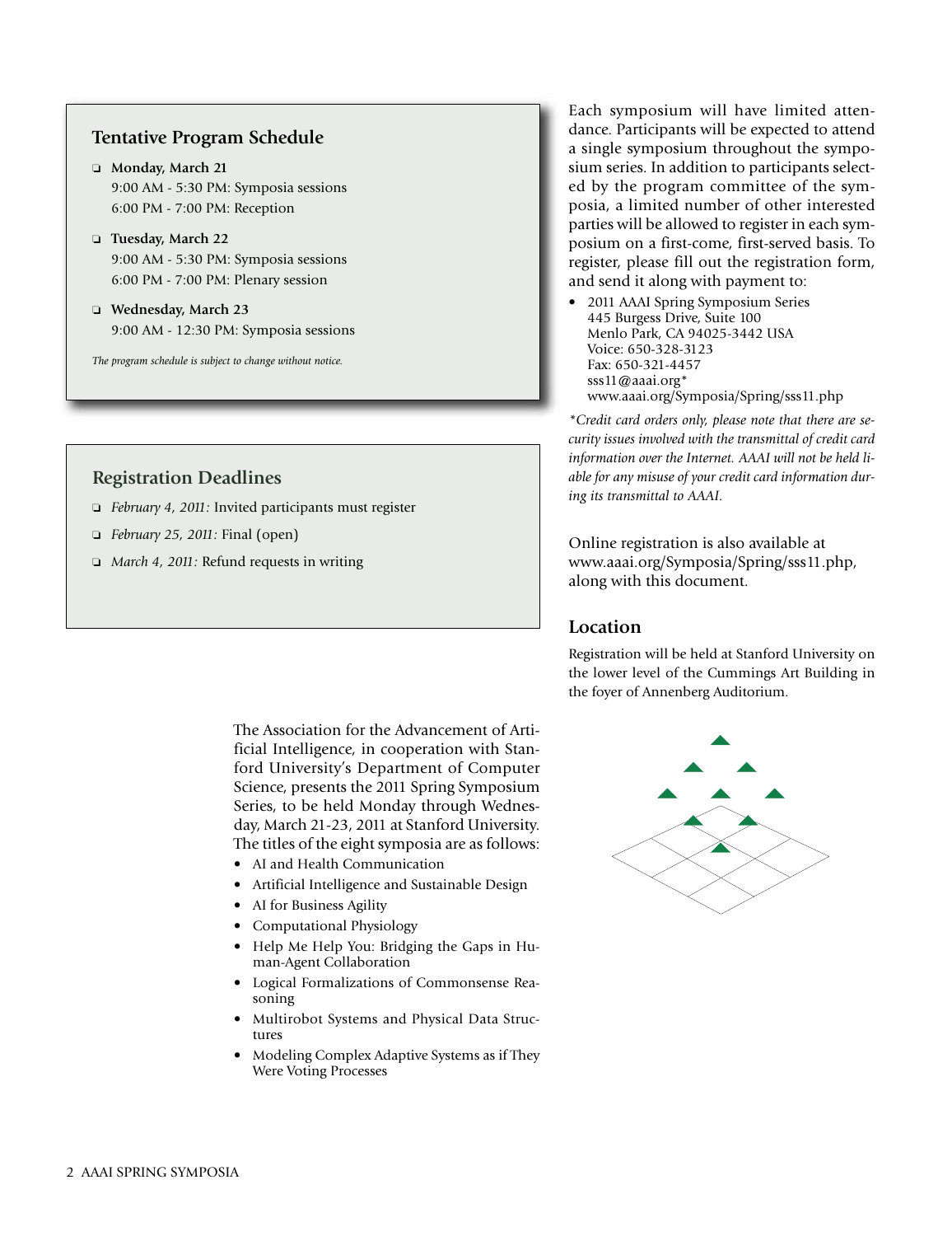## Tentative Program Schedule

- **Monday, March 21**
  9:00 AM - 5:30 PM: Symposia sessions
  6:00 PM - 7:00 PM: Reception
- **Tuesday, March 22**
  9:00 AM - 5:30 PM: Symposia sessions
  6:00 PM - 7:00 PM: Plenary session
- **Wednesday, March 23**
  9:00 AM - 12:30 PM: Symposia sessions

*The program schedule is subject to change without notice.*

## Registration Deadlines

- *February 4, 2011:* Invited participants must register
- *February 25, 2011:* Final (open)
- *March 4, 2011:* Refund requests in writing

The Association for the Advancement of Artificial Intelligence, in cooperation with Stanford University's Department of Computer Science, presents the 2011 Spring Symposium Series, to be held Monday through Wednesday, March 21-23, 2011 at Stanford University. The titles of the eight symposia are as follows:

- AI and Health Communication
- Artificial Intelligence and Sustainable Design
- AI for Business Agility
- Computational Physiology
- Help Me Help You: Bridging the Gaps in Human-Agent Collaboration
- Logical Formalizations of Commonsense Reasoning
- Multirobot Systems and Physical Data Structures
- Modeling Complex Adaptive Systems as if They Were Voting Processes

Each symposium will have limited attendance. Participants will be expected to attend a single symposium throughout the symposium series. In addition to participants selected by the program committee of the symposia, a limited number of other interested parties will be allowed to register in each symposium on a first-come, first-served basis. To register, please fill out the registration form, and send it along with payment to:

- 2011 AAAI Spring Symposium Series
  445 Burgess Drive, Suite 100
  Menlo Park, CA 94025-3442 USA
  Voice: 650-328-3123
  Fax: 650-321-4457
  sss11@aaai.org*
  www.aaai.org/Symposia/Spring/sss11.php

*\*Credit card orders only, please note that there are security issues involved with the transmittal of credit card information over the Internet. AAAI will not be held liable for any misuse of your credit card information during its transmittal to AAAI.*

Online registration is also available at www.aaai.org/Symposia/Spring/sss11.php, along with this document.

## Location

Registration will be held at Stanford University on the lower level of the Cummings Art Building in the foyer of Annenberg Auditorium.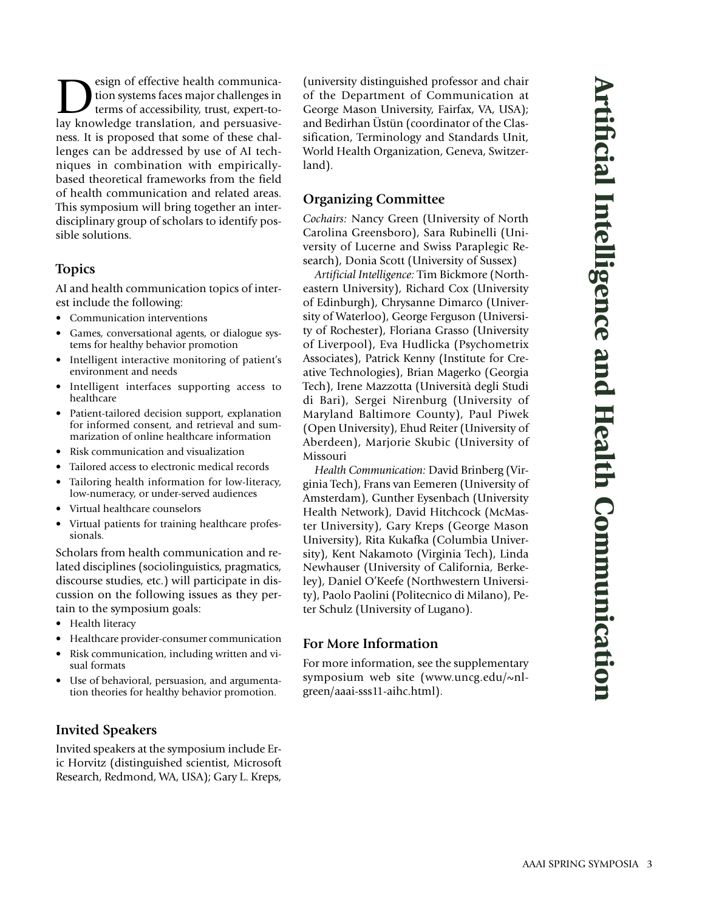# Artificial Intelligence and Health Communication

Design of effective health communication systems faces major challenges in terms of accessibility, trust, expert-to-lay knowledge translation, and persuasiveness. It is proposed that some of these challenges can be addressed by use of AI techniques in combination with empirically-based theoretical frameworks from the field of health communication and related areas. This symposium will bring together an interdisciplinary group of scholars to identify possible solutions.

## Topics

AI and health communication topics of interest include the following:

- Communication interventions
- Games, conversational agents, or dialogue systems for healthy behavior promotion
- Intelligent interactive monitoring of patient's environment and needs
- Intelligent interfaces supporting access to healthcare
- Patient-tailored decision support, explanation for informed consent, and retrieval and summarization of online healthcare information
- Risk communication and visualization
- Tailored access to electronic medical records
- Tailoring health information for low-literacy, low-numeracy, or under-served audiences
- Virtual healthcare counselors
- Virtual patients for training healthcare professionals.

Scholars from health communication and related disciplines (sociolinguistics, pragmatics, discourse studies, etc.) will participate in discussion on the following issues as they pertain to the symposium goals:

- Health literacy
- Healthcare provider-consumer communication
- Risk communication, including written and visual formats
- Use of behavioral, persuasion, and argumentation theories for healthy behavior promotion.

## Invited Speakers

Invited speakers at the symposium include Eric Horvitz (distinguished scientist, Microsoft Research, Redmond, WA, USA); Gary L. Kreps, (university distinguished professor and chair of the Department of Communication at George Mason University, Fairfax, VA, USA); and Bedirhan Üstün (coordinator of the Classification, Terminology and Standards Unit, World Health Organization, Geneva, Switzerland).

## Organizing Committee

*Cochairs:* Nancy Green (University of North Carolina Greensboro), Sara Rubinelli (University of Lucerne and Swiss Paraplegic Research), Donia Scott (University of Sussex)

*Artificial Intelligence:* Tim Bickmore (Northeastern University), Richard Cox (University of Edinburgh), Chrysanne Dimarco (University of Waterloo), George Ferguson (University of Rochester), Floriana Grasso (University of Liverpool), Eva Hudlicka (Psychometrix Associates), Patrick Kenny (Institute for Creative Technologies), Brian Magerko (Georgia Tech), Irene Mazzotta (Università degli Studi di Bari), Sergei Nirenburg (University of Maryland Baltimore County), Paul Piwek (Open University), Ehud Reiter (University of Aberdeen), Marjorie Skubic (University of Missouri

*Health Communication:* David Brinberg (Virginia Tech), Frans van Eemeren (University of Amsterdam), Gunther Eysenbach (University Health Network), David Hitchcock (McMaster University), Gary Kreps (George Mason University), Rita Kukafka (Columbia University), Kent Nakamoto (Virginia Tech), Linda Newhauser (University of California, Berkeley), Daniel O'Keefe (Northwestern University), Paolo Paolini (Politecnico di Milano), Peter Schulz (University of Lugano).

## For More Information

For more information, see the supplementary symposium web site (www.uncg.edu/~nlgreen/aaai-sss11-aihc.html).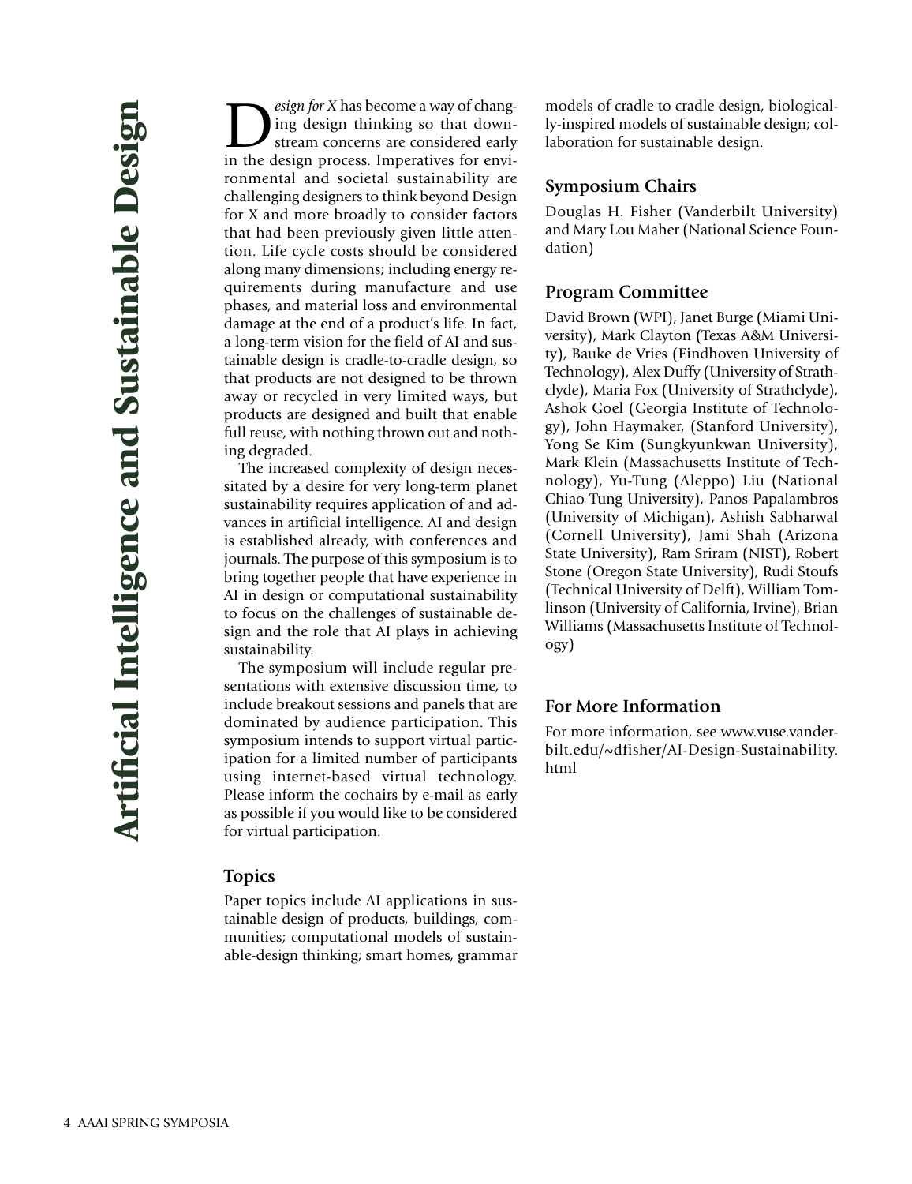# Artificial Intelligence and Sustainable Design

*Design for X* has become a way of changing design thinking so that downstream concerns are considered early in the design process. Imperatives for environmental and societal sustainability are challenging designers to think beyond Design for X and more broadly to consider factors that had been previously given little attention. Life cycle costs should be considered along many dimensions; including energy requirements during manufacture and use phases, and material loss and environmental damage at the end of a product's life. In fact, a long-term vision for the field of AI and sustainable design is cradle-to-cradle design, so that products are not designed to be thrown away or recycled in very limited ways, but products are designed and built that enable full reuse, with nothing thrown out and nothing degraded.

The increased complexity of design necessitated by a desire for very long-term planet sustainability requires application of and advances in artificial intelligence. AI and design is established already, with conferences and journals. The purpose of this symposium is to bring together people that have experience in AI in design or computational sustainability to focus on the challenges of sustainable design and the role that AI plays in achieving sustainability.

The symposium will include regular presentations with extensive discussion time, to include breakout sessions and panels that are dominated by audience participation. This symposium intends to support virtual participation for a limited number of participants using internet-based virtual technology. Please inform the cochairs by e-mail as early as possible if you would like to be considered for virtual participation.

## Topics

Paper topics include AI applications in sustainable design of products, buildings, communities; computational models of sustainable-design thinking; smart homes, grammar models of cradle to cradle design, biologically-inspired models of sustainable design; collaboration for sustainable design.

## Symposium Chairs

Douglas H. Fisher (Vanderbilt University) and Mary Lou Maher (National Science Foundation)

## Program Committee

David Brown (WPI), Janet Burge (Miami University), Mark Clayton (Texas A&M University), Bauke de Vries (Eindhoven University of Technology), Alex Duffy (University of Strathclyde), Maria Fox (University of Strathclyde), Ashok Goel (Georgia Institute of Technology), John Haymaker, (Stanford University), Yong Se Kim (Sungkyunkwan University), Mark Klein (Massachusetts Institute of Technology), Yu-Tung (Aleppo) Liu (National Chiao Tung University), Panos Papalambros (University of Michigan), Ashish Sabharwal (Cornell University), Jami Shah (Arizona State University), Ram Sriram (NIST), Robert Stone (Oregon State University), Rudi Stoufs (Technical University of Delft), William Tomlinson (University of California, Irvine), Brian Williams (Massachusetts Institute of Technology)

## For More Information

For more information, see www.vuse.vanderbilt.edu/~dfisher/AI-Design-Sustainability.html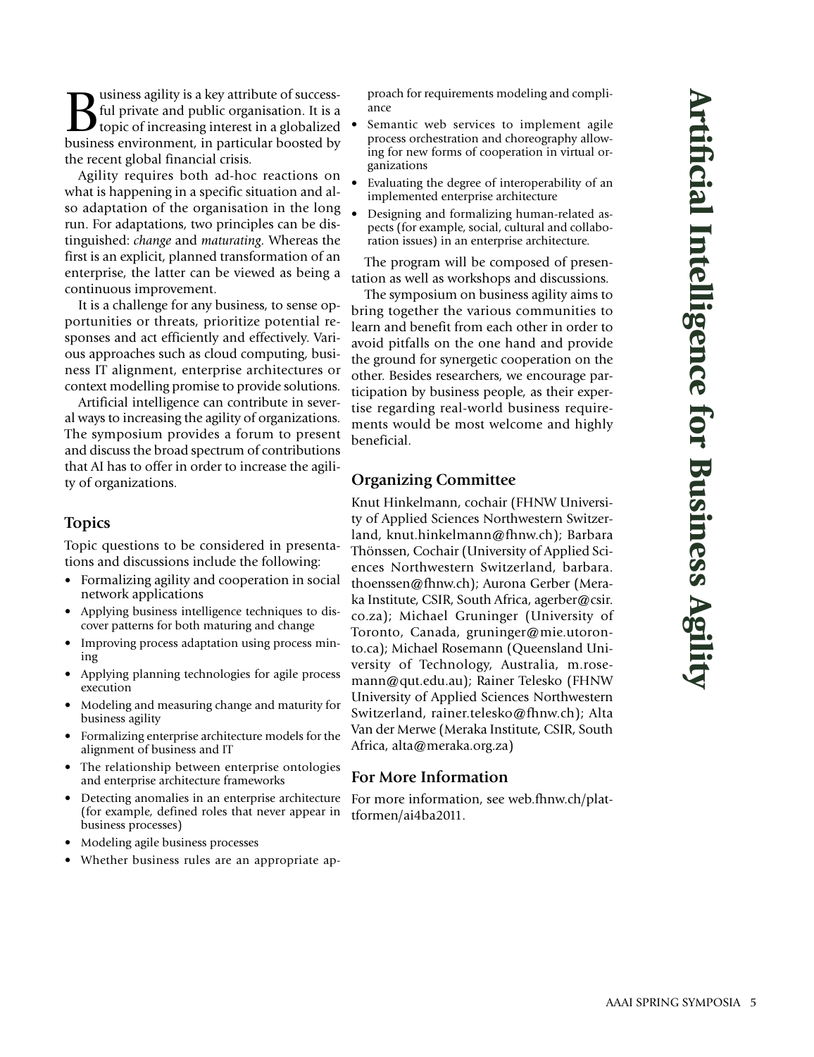# Artificial Intelligence for Business Agility

Business agility is a key attribute of successful private and public organisation. It is a topic of increasing interest in a globalized business environment, in particular boosted by the recent global financial crisis.

Agility requires both ad-hoc reactions on what is happening in a specific situation and also adaptation of the organisation in the long run. For adaptations, two principles can be distinguished: *change* and *maturating*. Whereas the first is an explicit, planned transformation of an enterprise, the latter can be viewed as being a continuous improvement.

It is a challenge for any business, to sense opportunities or threats, prioritize potential responses and act efficiently and effectively. Various approaches such as cloud computing, business IT alignment, enterprise architectures or context modelling promise to provide solutions.

Artificial intelligence can contribute in several ways to increasing the agility of organizations. The symposium provides a forum to present and discuss the broad spectrum of contributions that AI has to offer in order to increase the agility of organizations.

## Topics

Topic questions to be considered in presentations and discussions include the following:

- Formalizing agility and cooperation in social network applications
- Applying business intelligence techniques to discover patterns for both maturing and change
- Improving process adaptation using process mining
- Applying planning technologies for agile process execution
- Modeling and measuring change and maturity for business agility
- Formalizing enterprise architecture models for the alignment of business and IT
- The relationship between enterprise ontologies and enterprise architecture frameworks
- Detecting anomalies in an enterprise architecture (for example, defined roles that never appear in business processes)
- Modeling agile business processes
- Whether business rules are an appropriate approach for requirements modeling and compliance
- Semantic web services to implement agile process orchestration and choreography allowing for new forms of cooperation in virtual organizations
- Evaluating the degree of interoperability of an implemented enterprise architecture
- Designing and formalizing human-related aspects (for example, social, cultural and collaboration issues) in an enterprise architecture.

The program will be composed of presentation as well as workshops and discussions.

The symposium on business agility aims to bring together the various communities to learn and benefit from each other in order to avoid pitfalls on the one hand and provide the ground for synergetic cooperation on the other. Besides researchers, we encourage participation by business people, as their expertise regarding real-world business requirements would be most welcome and highly beneficial.

## Organizing Committee

Knut Hinkelmann, cochair (FHNW University of Applied Sciences Northwestern Switzerland, knut.hinkelmann@fhnw.ch); Barbara Thönssen, Cochair (University of Applied Sciences Northwestern Switzerland, barbara.thoenssen@fhnw.ch); Aurona Gerber (Meraka Institute, CSIR, South Africa, agerber@csir.co.za); Michael Gruninger (University of Toronto, Canada, gruninger@mie.utoronto.ca); Michael Rosemann (Queensland University of Technology, Australia, m.rosemann@qut.edu.au); Rainer Telesko (FHNW University of Applied Sciences Northwestern Switzerland, rainer.telesko@fhnw.ch); Alta Van der Merwe (Meraka Institute, CSIR, South Africa, alta@meraka.org.za)

## For More Information

For more information, see web.fhnw.ch/plattformen/ai4ba2011.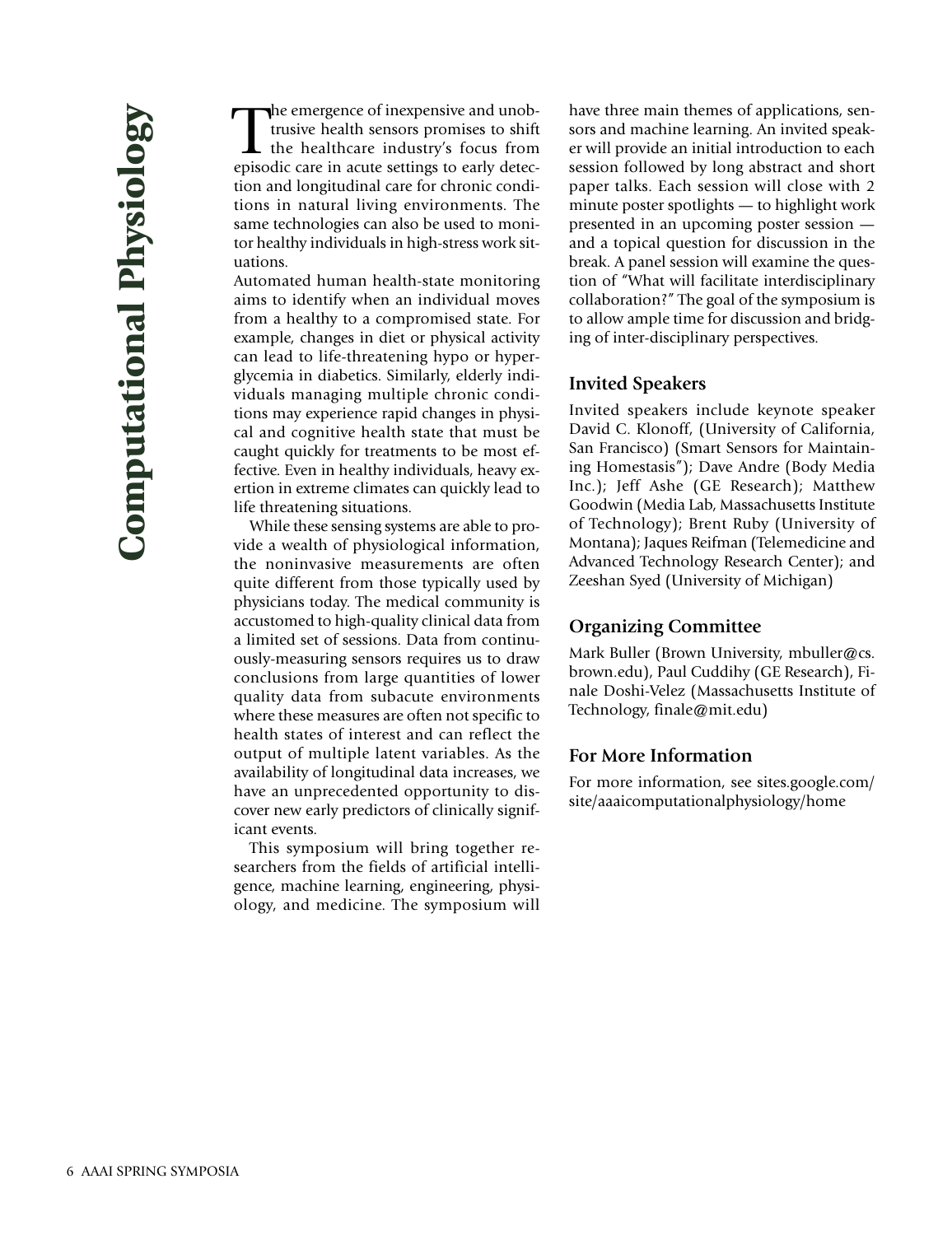# Computational Physiology

The emergence of inexpensive and unobtrusive health sensors promises to shift the healthcare industry's focus from episodic care in acute settings to early detection and longitudinal care for chronic conditions in natural living environments. The same technologies can also be used to monitor healthy individuals in high-stress work situations.

Automated human health-state monitoring aims to identify when an individual moves from a healthy to a compromised state. For example, changes in diet or physical activity can lead to life-threatening hypo or hyperglycemia in diabetics. Similarly, elderly individuals managing multiple chronic conditions may experience rapid changes in physical and cognitive health state that must be caught quickly for treatments to be most effective. Even in healthy individuals, heavy exertion in extreme climates can quickly lead to life threatening situations.

While these sensing systems are able to provide a wealth of physiological information, the noninvasive measurements are often quite different from those typically used by physicians today. The medical community is accustomed to high-quality clinical data from a limited set of sessions. Data from continuously-measuring sensors requires us to draw conclusions from large quantities of lower quality data from subacute environments where these measures are often not specific to health states of interest and can reflect the output of multiple latent variables. As the availability of longitudinal data increases, we have an unprecedented opportunity to discover new early predictors of clinically significant events.

This symposium will bring together researchers from the fields of artificial intelligence, machine learning, engineering, physiology, and medicine. The symposium will have three main themes of applications, sensors and machine learning. An invited speaker will provide an initial introduction to each session followed by long abstract and short paper talks. Each session will close with 2 minute poster spotlights — to highlight work presented in an upcoming poster session — and a topical question for discussion in the break. A panel session will examine the question of "What will facilitate interdisciplinary collaboration?" The goal of the symposium is to allow ample time for discussion and bridging of inter-disciplinary perspectives.

## Invited Speakers

Invited speakers include keynote speaker David C. Klonoff, (University of California, San Francisco) (Smart Sensors for Maintaining Homestasis"); Dave Andre (Body Media Inc.); Jeff Ashe (GE Research); Matthew Goodwin (Media Lab, Massachusetts Institute of Technology); Brent Ruby (University of Montana); Jaques Reifman (Telemedicine and Advanced Technology Research Center); and Zeeshan Syed (University of Michigan)

## Organizing Committee

Mark Buller (Brown University, mbuller@cs.brown.edu), Paul Cuddihy (GE Research), Finale Doshi-Velez (Massachusetts Institute of Technology, finale@mit.edu)

## For More Information

For more information, see sites.google.com/site/aaaicomputationalphysiology/home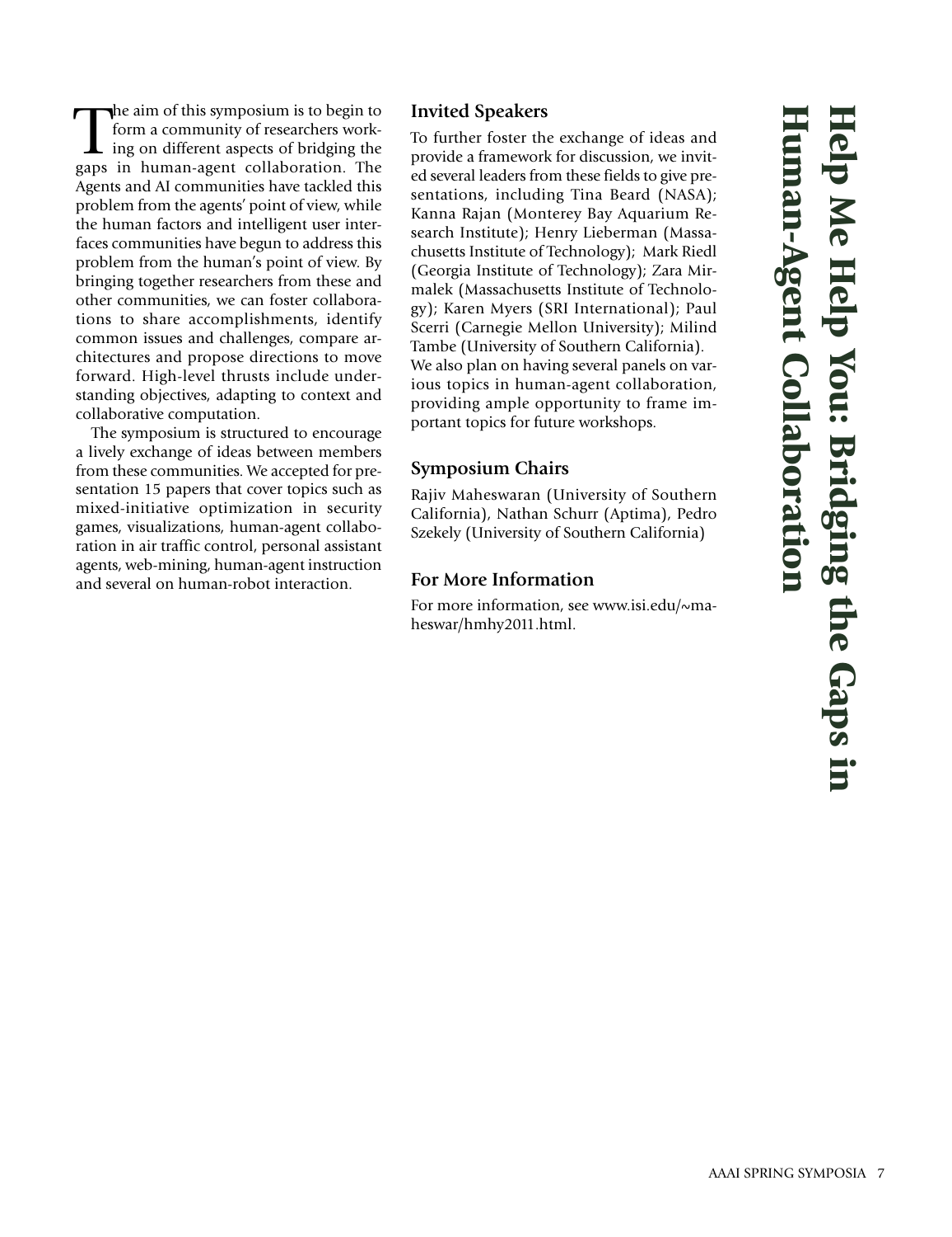# Help Me Help You: Bridging the Gaps in Human-Agent Collaboration

The aim of this symposium is to begin to form a community of researchers working on different aspects of bridging the gaps in human-agent collaboration. The Agents and AI communities have tackled this problem from the agents' point of view, while the human factors and intelligent user interfaces communities have begun to address this problem from the human's point of view. By bringing together researchers from these and other communities, we can foster collaborations to share accomplishments, identify common issues and challenges, compare architectures and propose directions to move forward. High-level thrusts include understanding objectives, adapting to context and collaborative computation.

The symposium is structured to encourage a lively exchange of ideas between members from these communities. We accepted for presentation 15 papers that cover topics such as mixed-initiative optimization in security games, visualizations, human-agent collaboration in air traffic control, personal assistant agents, web-mining, human-agent instruction and several on human-robot interaction.

## Invited Speakers

To further foster the exchange of ideas and provide a framework for discussion, we invited several leaders from these fields to give presentations, including Tina Beard (NASA); Kanna Rajan (Monterey Bay Aquarium Research Institute); Henry Lieberman (Massachusetts Institute of Technology); Mark Riedl (Georgia Institute of Technology); Zara Mirmalek (Massachusetts Institute of Technology); Karen Myers (SRI International); Paul Scerri (Carnegie Mellon University); Milind Tambe (University of Southern California). We also plan on having several panels on various topics in human-agent collaboration, providing ample opportunity to frame important topics for future workshops.

## Symposium Chairs

Rajiv Maheswaran (University of Southern California), Nathan Schurr (Aptima), Pedro Szekely (University of Southern California)

## For More Information

For more information, see www.isi.edu/~maheswar/hmhy2011.html.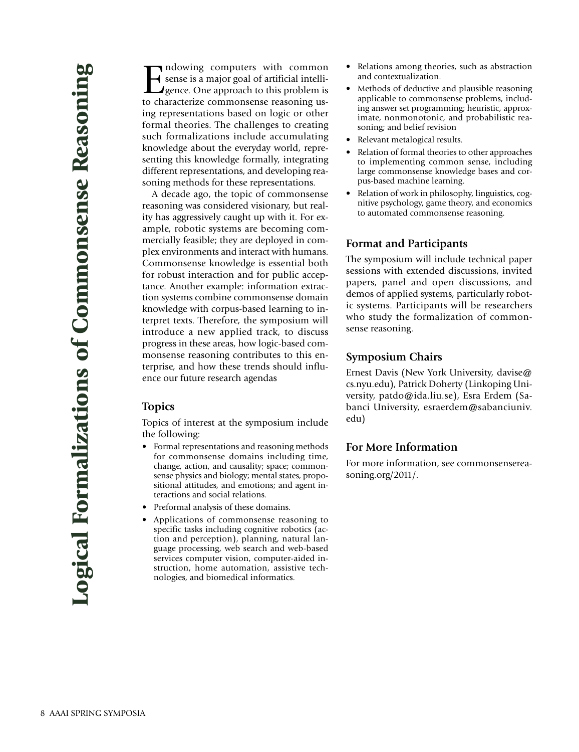# Logical Formalizations of Commonsense Reasoning

Endowing computers with common sense is a major goal of artificial intelligence. One approach to this problem is to characterize commonsense reasoning using representations based on logic or other formal theories. The challenges to creating such formalizations include accumulating knowledge about the everyday world, representing this knowledge formally, integrating different representations, and developing reasoning methods for these representations.

A decade ago, the topic of commonsense reasoning was considered visionary, but reality has aggressively caught up with it. For example, robotic systems are becoming commercially feasible; they are deployed in complex environments and interact with humans. Commonsense knowledge is essential both for robust interaction and for public acceptance. Another example: information extraction systems combine commonsense domain knowledge with corpus-based learning to interpret texts. Therefore, the symposium will introduce a new applied track, to discuss progress in these areas, how logic-based commonsense reasoning contributes to this enterprise, and how these trends should influence our future research agendas

## Topics

Topics of interest at the symposium include the following:

- Formal representations and reasoning methods for commonsense domains including time, change, action, and causality; space; commonsense physics and biology; mental states, propositional attitudes, and emotions; and agent interactions and social relations.
- Preformal analysis of these domains.
- Applications of commonsense reasoning to specific tasks including cognitive robotics (action and perception), planning, natural language processing, web search and web-based services computer vision, computer-aided instruction, home automation, assistive technologies, and biomedical informatics.
- Relations among theories, such as abstraction and contextualization.
- Methods of deductive and plausible reasoning applicable to commonsense problems, including answer set programming; heuristic, approximate, nonmonotonic, and probabilistic reasoning; and belief revision
- Relevant metalogical results.
- Relation of formal theories to other approaches to implementing common sense, including large commonsense knowledge bases and corpus-based machine learning.
- Relation of work in philosophy, linguistics, cognitive psychology, game theory, and economics to automated commonsense reasoning.

## Format and Participants

The symposium will include technical paper sessions with extended discussions, invited papers, panel and open discussions, and demos of applied systems, particularly robotic systems. Participants will be researchers who study the formalization of commonsense reasoning.

## Symposium Chairs

Ernest Davis (New York University, davise@cs.nyu.edu), Patrick Doherty (Linkoping University, patdo@ida.liu.se), Esra Erdem (Sabanci University, esraerdem@sabanciuniv.edu)

## For More Information

For more information, see commonsensereasoning.org/2011/.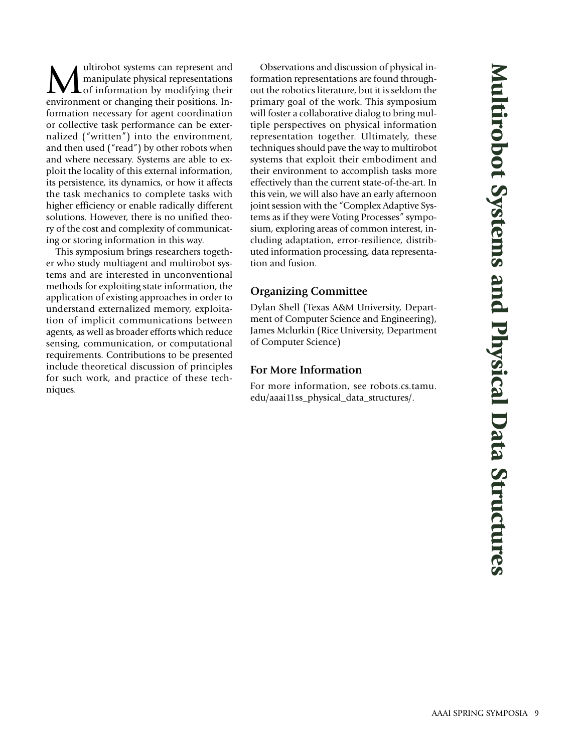# Multirobot Systems and Physical Data Structures

Multirobot systems can represent and manipulate physical representations of information by modifying their environment or changing their positions. Information necessary for agent coordination or collective task performance can be externalized ("written") into the environment, and then used ("read") by other robots when and where necessary. Systems are able to exploit the locality of this external information, its persistence, its dynamics, or how it affects the task mechanics to complete tasks with higher efficiency or enable radically different solutions. However, there is no unified theory of the cost and complexity of communicating or storing information in this way.

This symposium brings researchers together who study multiagent and multirobot systems and are interested in unconventional methods for exploiting state information, the application of existing approaches in order to understand externalized memory, exploitation of implicit communications between agents, as well as broader efforts which reduce sensing, communication, or computational requirements. Contributions to be presented include theoretical discussion of principles for such work, and practice of these techniques.

Observations and discussion of physical information representations are found throughout the robotics literature, but it is seldom the primary goal of the work. This symposium will foster a collaborative dialog to bring multiple perspectives on physical information representation together. Ultimately, these techniques should pave the way to multirobot systems that exploit their embodiment and their environment to accomplish tasks more effectively than the current state-of-the-art. In this vein, we will also have an early afternoon joint session with the "Complex Adaptive Systems as if they were Voting Processes" symposium, exploring areas of common interest, including adaptation, error-resilience, distributed information processing, data representation and fusion.

## Organizing Committee

Dylan Shell (Texas A&M University, Department of Computer Science and Engineering), James Mclurkin (Rice University, Department of Computer Science)

## For More Information

For more information, see robots.cs.tamu.edu/aaai11ss_physical_data_structures/.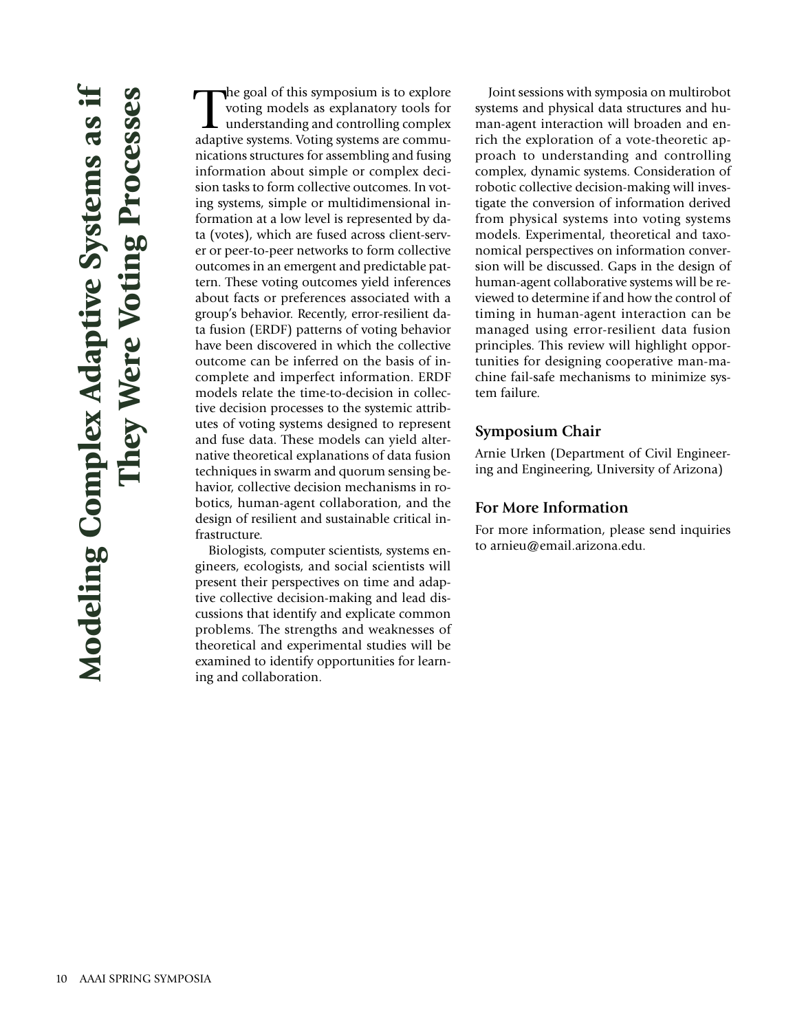# Modeling Complex Adaptive Systems as if They Were Voting Processes

The goal of this symposium is to explore voting models as explanatory tools for understanding and controlling complex adaptive systems. Voting systems are communications structures for assembling and fusing information about simple or complex decision tasks to form collective outcomes. In voting systems, simple or multidimensional information at a low level is represented by data (votes), which are fused across client-server or peer-to-peer networks to form collective outcomes in an emergent and predictable pattern. These voting outcomes yield inferences about facts or preferences associated with a group's behavior. Recently, error-resilient data fusion (ERDF) patterns of voting behavior have been discovered in which the collective outcome can be inferred on the basis of incomplete and imperfect information. ERDF models relate the time-to-decision in collective decision processes to the systemic attributes of voting systems designed to represent and fuse data. These models can yield alternative theoretical explanations of data fusion techniques in swarm and quorum sensing behavior, collective decision mechanisms in robotics, human-agent collaboration, and the design of resilient and sustainable critical infrastructure.

Biologists, computer scientists, systems engineers, ecologists, and social scientists will present their perspectives on time and adaptive collective decision-making and lead discussions that identify and explicate common problems. The strengths and weaknesses of theoretical and experimental studies will be examined to identify opportunities for learning and collaboration.

Joint sessions with symposia on multirobot systems and physical data structures and human-agent interaction will broaden and enrich the exploration of a vote-theoretic approach to understanding and controlling complex, dynamic systems. Consideration of robotic collective decision-making will investigate the conversion of information derived from physical systems into voting systems models. Experimental, theoretical and taxonomical perspectives on information conversion will be discussed. Gaps in the design of human-agent collaborative systems will be reviewed to determine if and how the control of timing in human-agent interaction can be managed using error-resilient data fusion principles. This review will highlight opportunities for designing cooperative man-machine fail-safe mechanisms to minimize system failure.

## Symposium Chair

Arnie Urken (Department of Civil Engineering and Engineering, University of Arizona)

## For More Information

For more information, please send inquiries to arnieu@email.arizona.edu.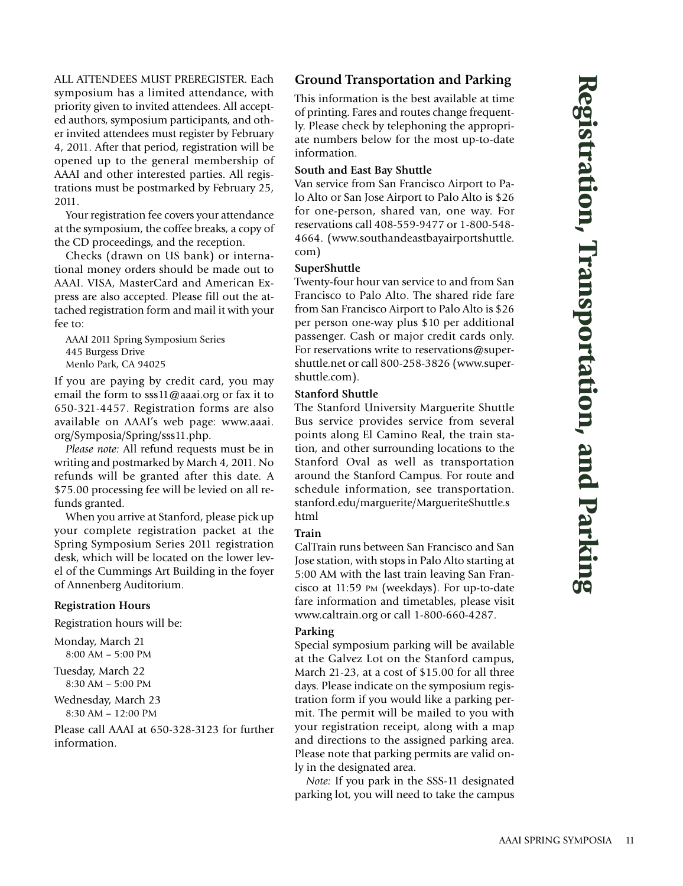# Registration, Transportation, and Parking

ALL ATTENDEES MUST PREREGISTER. Each symposium has a limited attendance, with priority given to invited attendees. All accepted authors, symposium participants, and other invited attendees must register by February 4, 2011. After that period, registration will be opened up to the general membership of AAAI and other interested parties. All registrations must be postmarked by February 25, 2011.

Your registration fee covers your attendance at the symposium, the coffee breaks, a copy of the CD proceedings, and the reception.

Checks (drawn on US bank) or international money orders should be made out to AAAI. VISA, MasterCard and American Express are also accepted. Please fill out the attached registration form and mail it with your fee to:

AAAI 2011 Spring Symposium Series
445 Burgess Drive
Menlo Park, CA 94025

If you are paying by credit card, you may email the form to sss11@aaai.org or fax it to 650-321-4457. Registration forms are also available on AAAI's web page: www.aaai.org/Symposia/Spring/sss11.php.

*Please note:* All refund requests must be in writing and postmarked by March 4, 2011. No refunds will be granted after this date. A $75.00 processing fee will be levied on all refunds granted.

When you arrive at Stanford, please pick up your complete registration packet at the Spring Symposium Series 2011 registration desk, which will be located on the lower level of the Cummings Art Building in the foyer of Annenberg Auditorium.

### Registration Hours

Registration hours will be:

Monday, March 21
8:00 AM – 5:00 PM

Tuesday, March 22
8:30 AM – 5:00 PM

Wednesday, March 23
8:30 AM – 12:00 PM

Please call AAAI at 650-328-3123 for further information.

## Ground Transportation and Parking

This information is the best available at time of printing. Fares and routes change frequently. Please check by telephoning the appropriate numbers below for the most up-to-date information.

### South and East Bay Shuttle

Van service from San Francisco Airport to Palo Alto or San Jose Airport to Palo Alto is $26 for one-person, shared van, one way. For reservations call 408-559-9477 or 1-800-548-4664. (www.southandeastbayairportshuttle.com)

### SuperShuttle

Twenty-four hour van service to and from San Francisco to Palo Alto. The shared ride fare from San Francisco Airport to Palo Alto is $26 per person one-way plus $10 per additional passenger. Cash or major credit cards only. For reservations write to reservations@supershuttle.net or call 800-258-3826 (www.supershuttle.com).

### Stanford Shuttle

The Stanford University Marguerite Shuttle Bus service provides service from several points along El Camino Real, the train station, and other surrounding locations to the Stanford Oval as well as transportation around the Stanford Campus. For route and schedule information, see transportation.stanford.edu/marguerite/MargueriteShuttle.shtml

### Train

CalTrain runs between San Francisco and San Jose station, with stops in Palo Alto starting at 5:00 AM with the last train leaving San Francisco at 11:59 PM (weekdays). For up-to-date fare information and timetables, please visit www.caltrain.org or call 1-800-660-4287.

### Parking

Special symposium parking will be available at the Galvez Lot on the Stanford campus, March 21-23, at a cost of $15.00 for all three days. Please indicate on the symposium registration form if you would like a parking permit. The permit will be mailed to you with your registration receipt, along with a map and directions to the assigned parking area. Please note that parking permits are valid only in the designated area.

*Note:* If you park in the SSS-11 designated parking lot, you will need to take the campus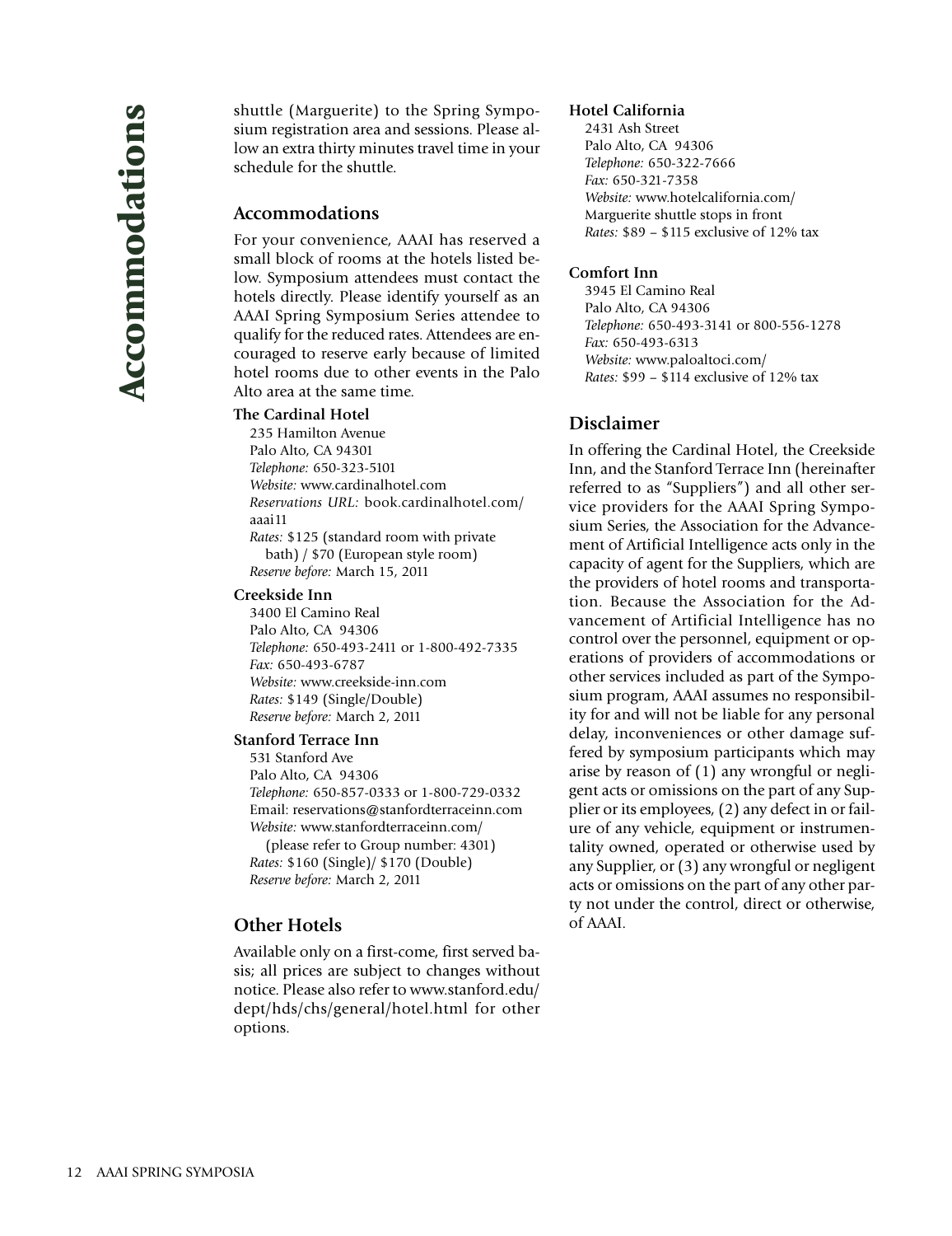# Accommodations

shuttle (Marguerite) to the Spring Symposium registration area and sessions. Please allow an extra thirty minutes travel time in your schedule for the shuttle.

## Accommodations

For your convenience, AAAI has reserved a small block of rooms at the hotels listed below. Symposium attendees must contact the hotels directly. Please identify yourself as an AAAI Spring Symposium Series attendee to qualify for the reduced rates. Attendees are encouraged to reserve early because of limited hotel rooms due to other events in the Palo Alto area at the same time.

**The Cardinal Hotel**
235 Hamilton Avenue
Palo Alto, CA 94301
*Telephone:* 650-323-5101
*Website:* www.cardinalhotel.com
*Reservations URL:* book.cardinalhotel.com/aaai11
*Rates:* $125 (standard room with private bath) / $70 (European style room)
*Reserve before:* March 15, 2011

**Creekside Inn**
3400 El Camino Real
Palo Alto, CA 94306
*Telephone:* 650-493-2411 or 1-800-492-7335
*Fax:* 650-493-6787
*Website:* www.creekside-inn.com
*Rates:* $149 (Single/Double)
*Reserve before:* March 2, 2011

**Stanford Terrace Inn**
531 Stanford Ave
Palo Alto, CA 94306
*Telephone:* 650-857-0333 or 1-800-729-0332
Email: reservations@stanfordterraceinn.com
*Website:* www.stanfordterraceinn.com/
(please refer to Group number: 4301)
*Rates:* $160 (Single)/ $170 (Double)
*Reserve before:* March 2, 2011

## Other Hotels

Available only on a first-come, first served basis; all prices are subject to changes without notice. Please also refer to www.stanford.edu/dept/hds/chs/general/hotel.html for other options.

**Hotel California**
2431 Ash Street
Palo Alto, CA 94306
*Telephone:* 650-322-7666
*Fax:* 650-321-7358
*Website:* www.hotelcalifornia.com/
Marguerite shuttle stops in front
*Rates:* $89 – $115 exclusive of 12% tax

**Comfort Inn**
3945 El Camino Real
Palo Alto, CA 94306
*Telephone:* 650-493-3141 or 800-556-1278
*Fax:* 650-493-6313
*Website:* www.paloaltoci.com/
*Rates:* $99 – $114 exclusive of 12% tax

## Disclaimer

In offering the Cardinal Hotel, the Creekside Inn, and the Stanford Terrace Inn (hereinafter referred to as "Suppliers") and all other service providers for the AAAI Spring Symposium Series, the Association for the Advancement of Artificial Intelligence acts only in the capacity of agent for the Suppliers, which are the providers of hotel rooms and transportation. Because the Association for the Advancement of Artificial Intelligence has no control over the personnel, equipment or operations of providers of accommodations or other services included as part of the Symposium program, AAAI assumes no responsibility for and will not be liable for any personal delay, inconveniences or other damage suffered by symposium participants which may arise by reason of (1) any wrongful or negligent acts or omissions on the part of any Supplier or its employees, (2) any defect in or failure of any vehicle, equipment or instrumentality owned, operated or otherwise used by any Supplier, or (3) any wrongful or negligent acts or omissions on the part of any other party not under the control, direct or otherwise, of AAAI.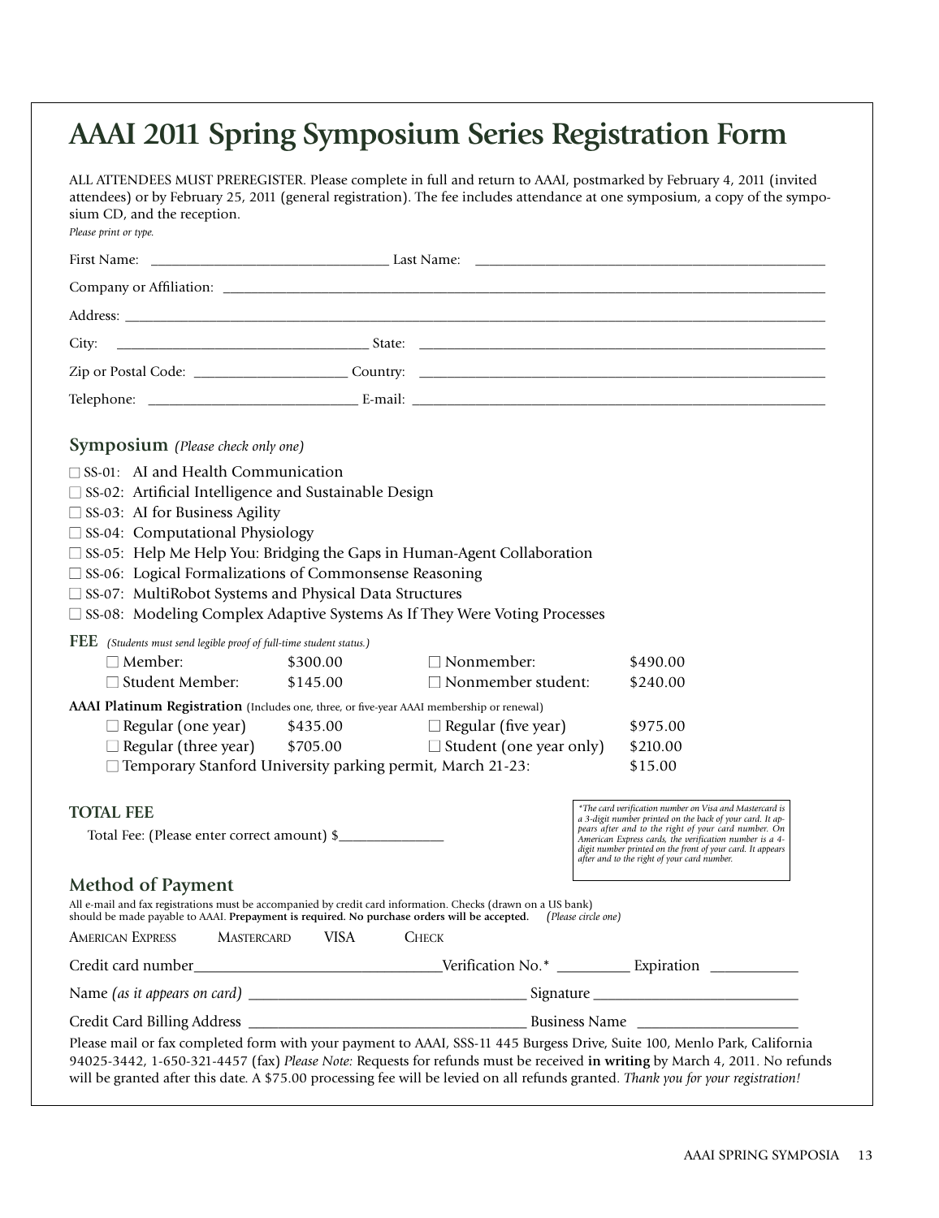# AAAI 2011 Spring Symposium Series Registration Form

ALL ATTENDEES MUST PREREGISTER. Please complete in full and return to AAAI, postmarked by February 4, 2011 (invited attendees) or by February 25, 2011 (general registration). The fee includes attendance at one symposium, a copy of the symposium CD, and the reception.

*Please print or type.*

First Name: ______________________________ Last Name: ______________________________________________

Company or Affiliation: ______________________________________________________________________________

Address: _____________________________________________________________________________________

City: ________________________________ State: ______________________________________________________

Zip or Postal Code: ____________________ Country: ___________________________________________________

Telephone: ___________________________ E-mail: ____________________________________________________

## Symposium *(Please check only one)*

- ☐ SS-01: AI and Health Communication
- ☐ SS-02: Artificial Intelligence and Sustainable Design
- ☐ SS-03: AI for Business Agility
- ☐ SS-04: Computational Physiology
- ☐ SS-05: Help Me Help You: Bridging the Gaps in Human-Agent Collaboration
- ☐ SS-06: Logical Formalizations of Commonsense Reasoning
- ☐ SS-07: MultiRobot Systems and Physical Data Structures
- ☐ SS-08: Modeling Complex Adaptive Systems As If They Were Voting Processes

**FEE** *(Students must send legible proof of full-time student status.)*

| | | | |
|---|---|---|---|
| ☐ Member: | $300.00 | ☐ Nonmember: | $490.00 |
| ☐ Student Member: | $145.00 | ☐ Nonmember student: | $240.00 |

**AAAI Platinum Registration** (Includes one, three, or five-year AAAI membership or renewal)

| | | | |
|---|---|---|---|
| ☐ Regular (one year) | $435.00 | ☐ Regular (five year) | $975.00 |
| ☐ Regular (three year) | $705.00 | ☐ Student (one year only) | $210.00 |

☐ Temporary Stanford University parking permit, March 21-23: $15.00

### TOTAL FEE

Total Fee: (Please enter correct amount) $______________

*\*The card verification number on Visa and Mastercard is a 3-digit number printed on the back of your card. It appears after and to the right of your card number. On American Express cards, the verification number is a 4-digit number printed on the front of your card. It appears after and to the right of your card number.*

## Method of Payment

All e-mail and fax registrations must be accompanied by credit card information. Checks (drawn on a US bank) should be made payable to AAAI. **Prepayment is required. No purchase orders will be accepted.** *(Please circle one)*

AMERICAN EXPRESS MASTERCARD VISA CHECK

Credit card number______________________________ Verification No.* _________ Expiration ___________

Name *(as it appears on card)* ___________________________________ Signature __________________________

Credit Card Billing Address ___________________________________ Business Name _____________________

Please mail or fax completed form with your payment to AAAI, SSS-11 445 Burgess Drive, Suite 100, Menlo Park, California 94025-3442, 1-650-321-4457 (fax) *Please Note:* Requests for refunds must be received **in writing** by March 4, 2011. No refunds will be granted after this date. A $75.00 processing fee will be levied on all refunds granted. *Thank you for your registration!*